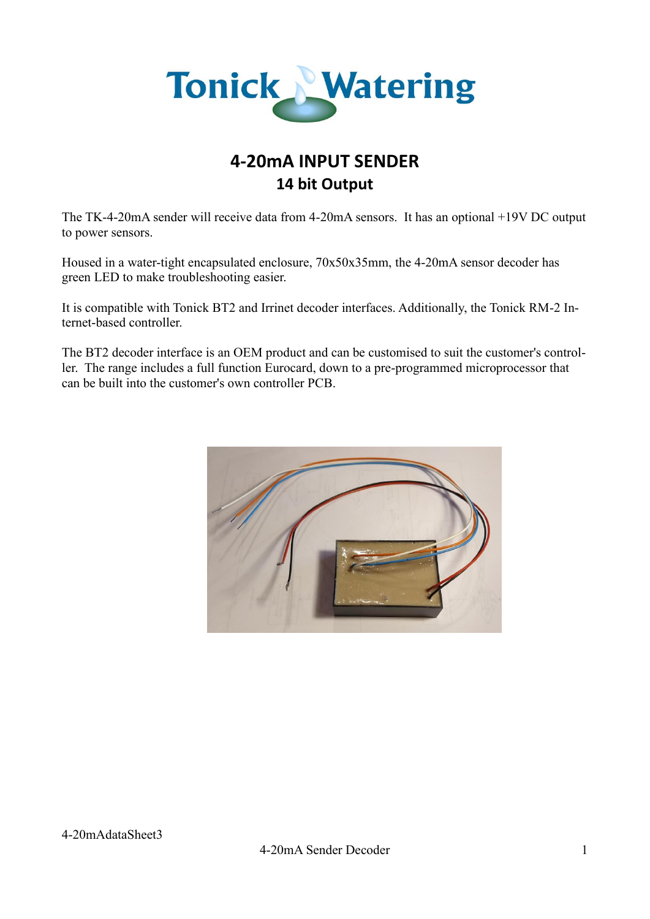# 4-20mA INPUT SENDER

## 14 bit Output

The TK-4-20mA sender will receive data from 4-20mA sensors. It has an optional +19V DC output to power sensors.

Housed in a water-tight encapsulated enclosure, 70x50x35mm, the 4-20mA sensor decoder has green LED to make troubleshooting easier.

It is compatible with Tonick BT2 and Irrinet decoder interfaces. Additionally, the Tonick RM-2 Internet-based controller.

The BT2 decoder interface is an OEM product and can be customised to suit the customer's controller. The range includes a full function Eurocard, down to a pre-programmed microprocessor that can be built into the customer's own controller PCB.

4-20mAdataSheet3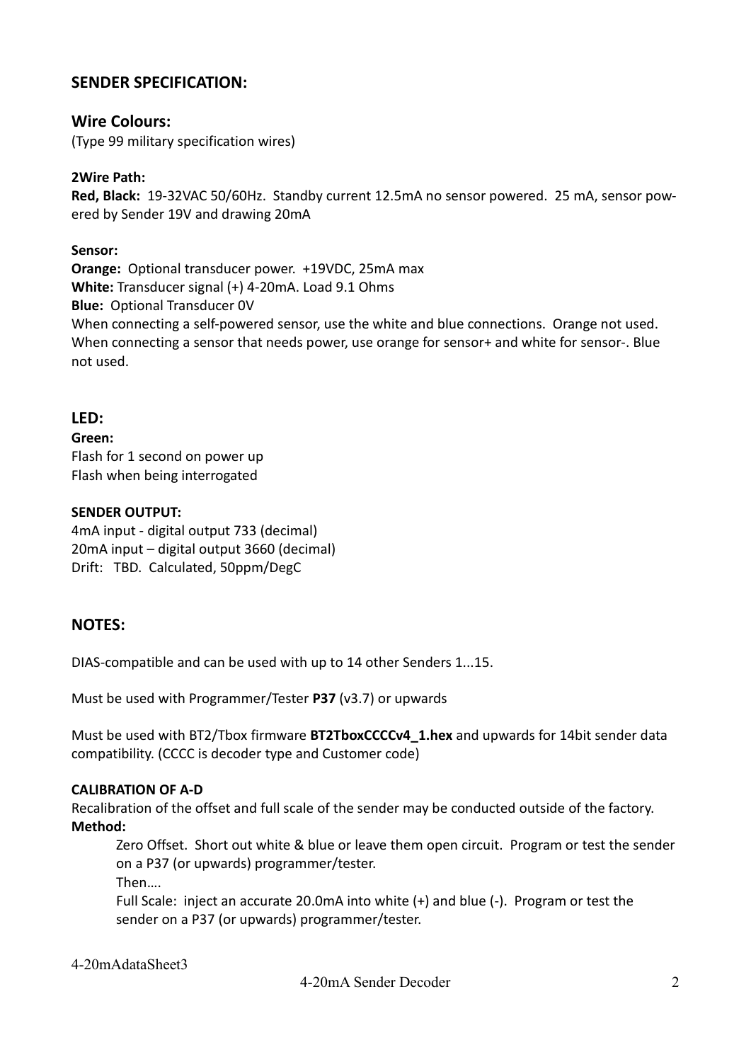## SENDER SPECIFICATION:

### Wire Colours:

(Type 99 military specification wires)

**2Wire Path:**

**Red, Black:** 19-32VAC 50/60Hz. Standby current 12.5mA no sensor powered. 25 mA, sensor powered by Sender 19V and drawing 20mA

**Sensor:**

**Orange:** Optional transducer power. +19VDC, 25mA max
**White:** Transducer signal (+) 4-20mA. Load 9.1 Ohms
**Blue:** Optional Transducer 0V
When connecting a self-powered sensor, use the white and blue connections. Orange not used.
When connecting a sensor that needs power, use orange for sensor+ and white for sensor-. Blue not used.

### LED:

**Green:**
Flash for 1 second on power up
Flash when being interrogated

**SENDER OUTPUT:**
4mA input - digital output 733 (decimal)
20mA input – digital output 3660 (decimal)
Drift: TBD. Calculated, 50ppm/DegC

## NOTES:

DIAS-compatible and can be used with up to 14 other Senders 1...15.

Must be used with Programmer/Tester **P37** (v3.7) or upwards

Must be used with BT2/Tbox firmware **BT2TboxCCCCv4_1.hex** and upwards for 14bit sender data compatibility. (CCCC is decoder type and Customer code)

**CALIBRATION OF A-D**
Recalibration of the offset and full scale of the sender may be conducted outside of the factory.
**Method:**

> Zero Offset. Short out white & blue or leave them open circuit. Program or test the sender on a P37 (or upwards) programmer/tester.
> Then….
> Full Scale: inject an accurate 20.0mA into white (+) and blue (-). Program or test the sender on a P37 (or upwards) programmer/tester.

4-20mAdataSheet3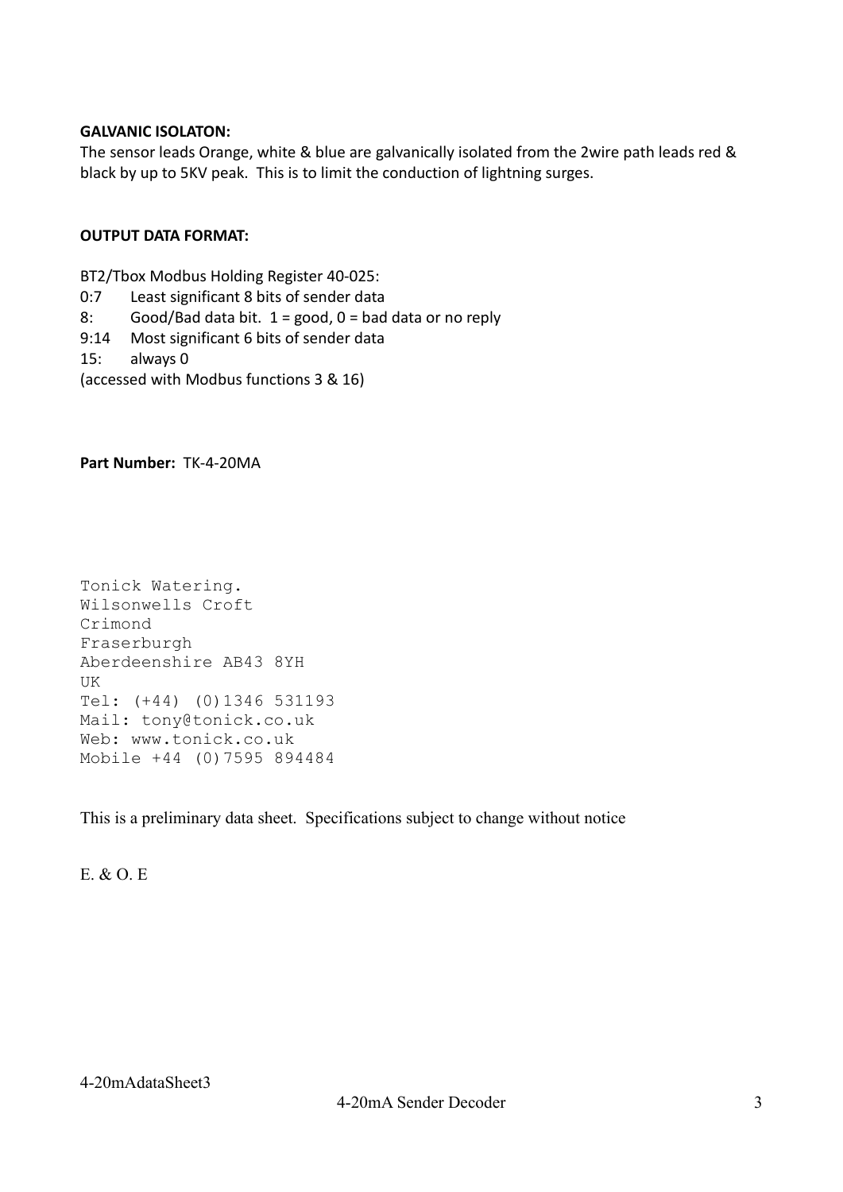**GALVANIC ISOLATON:**
The sensor leads Orange, white & blue are galvanically isolated from the 2wire path leads red & black by up to 5KV peak. This is to limit the conduction of lightning surges.

**OUTPUT DATA FORMAT:**

BT2/Tbox Modbus Holding Register 40-025:
0:7 Least significant 8 bits of sender data
8: Good/Bad data bit. 1 = good, 0 = bad data or no reply
9:14 Most significant 6 bits of sender data
15: always 0
(accessed with Modbus functions 3 & 16)

**Part Number:** TK-4-20MA

```
Tonick Watering.
Wilsonwells Croft
Crimond
Fraserburgh
Aberdeenshire AB43 8YH
UK
Tel: (+44) (0)1346 531193
Mail: tony@tonick.co.uk
Web: www.tonick.co.uk
Mobile +44 (0)7595 894484
```

This is a preliminary data sheet. Specifications subject to change without notice

E. & O. E

4-20mAdataSheet3